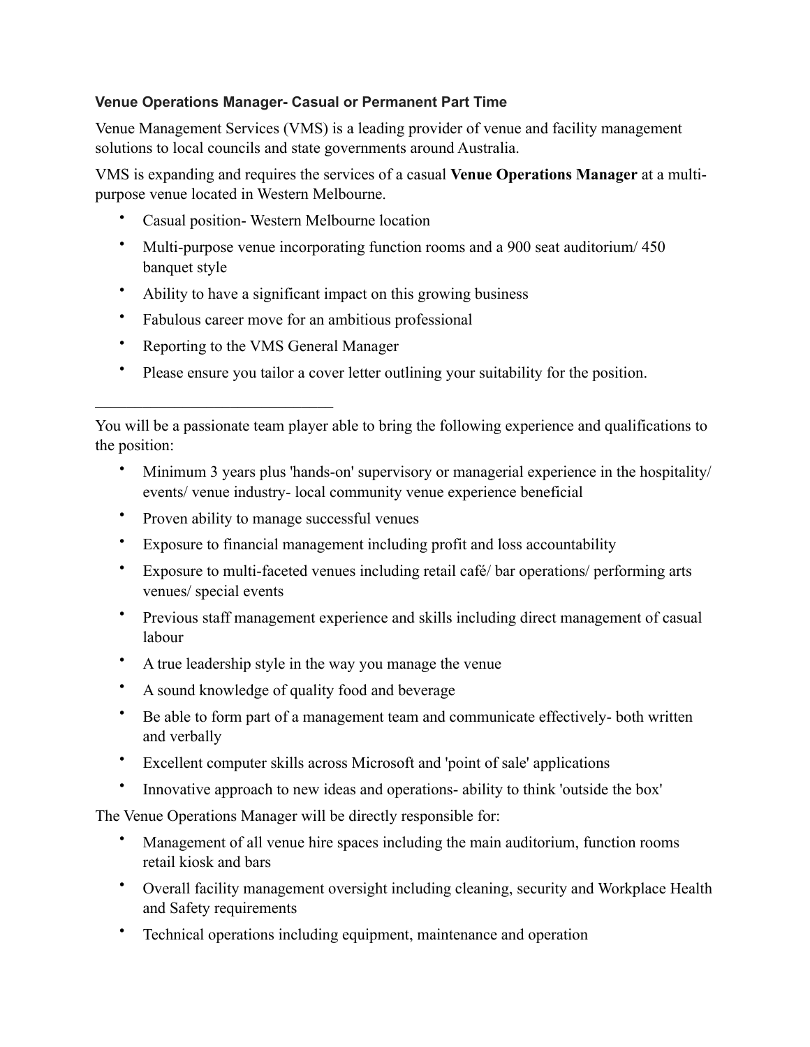**Venue Operations Manager- Casual or Permanent Part Time**

Venue Management Services (VMS) is a leading provider of venue and facility management solutions to local councils and state governments around Australia.

VMS is expanding and requires the services of a casual **Venue Operations Manager** at a multi-purpose venue located in Western Melbourne.

- Casual position- Western Melbourne location
- Multi-purpose venue incorporating function rooms and a 900 seat auditorium/ 450 banquet style
- Ability to have a significant impact on this growing business
- Fabulous career move for an ambitious professional
- Reporting to the VMS General Manager
- Please ensure you tailor a cover letter outlining your suitability for the position.

---

You will be a passionate team player able to bring the following experience and qualifications to the position:

- Minimum 3 years plus 'hands-on' supervisory or managerial experience in the hospitality/ events/ venue industry- local community venue experience beneficial
- Proven ability to manage successful venues
- Exposure to financial management including profit and loss accountability
- Exposure to multi-faceted venues including retail café/ bar operations/ performing arts venues/ special events
- Previous staff management experience and skills including direct management of casual labour
- A true leadership style in the way you manage the venue
- A sound knowledge of quality food and beverage
- Be able to form part of a management team and communicate effectively- both written and verbally
- Excellent computer skills across Microsoft and 'point of sale' applications
- Innovative approach to new ideas and operations- ability to think 'outside the box'

The Venue Operations Manager will be directly responsible for:

- Management of all venue hire spaces including the main auditorium, function rooms retail kiosk and bars
- Overall facility management oversight including cleaning, security and Workplace Health and Safety requirements
- Technical operations including equipment, maintenance and operation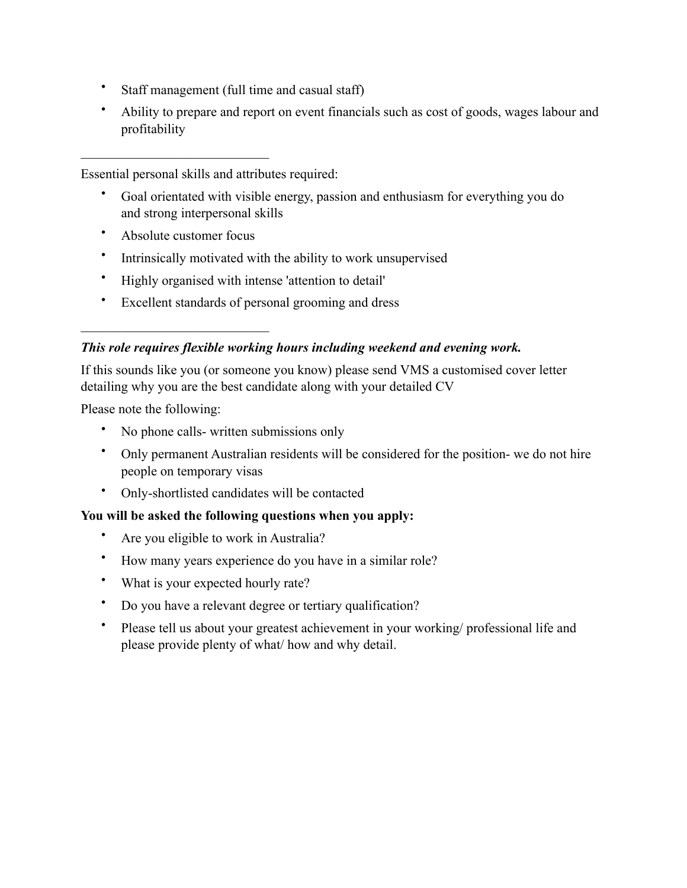- Staff management (full time and casual staff)
- Ability to prepare and report on event financials such as cost of goods, wages labour and profitability

---

Essential personal skills and attributes required:

- Goal orientated with visible energy, passion and enthusiasm for everything you do and strong interpersonal skills
- Absolute customer focus
- Intrinsically motivated with the ability to work unsupervised
- Highly organised with intense 'attention to detail'
- Excellent standards of personal grooming and dress

---

***This role requires flexible working hours including weekend and evening work.***

If this sounds like you (or someone you know) please send VMS a customised cover letter detailing why you are the best candidate along with your detailed CV

Please note the following:

- No phone calls- written submissions only
- Only permanent Australian residents will be considered for the position- we do not hire people on temporary visas
- Only-shortlisted candidates will be contacted

**You will be asked the following questions when you apply:**

- Are you eligible to work in Australia?
- How many years experience do you have in a similar role?
- What is your expected hourly rate?
- Do you have a relevant degree or tertiary qualification?
- Please tell us about your greatest achievement in your working/ professional life and please provide plenty of what/ how and why detail.